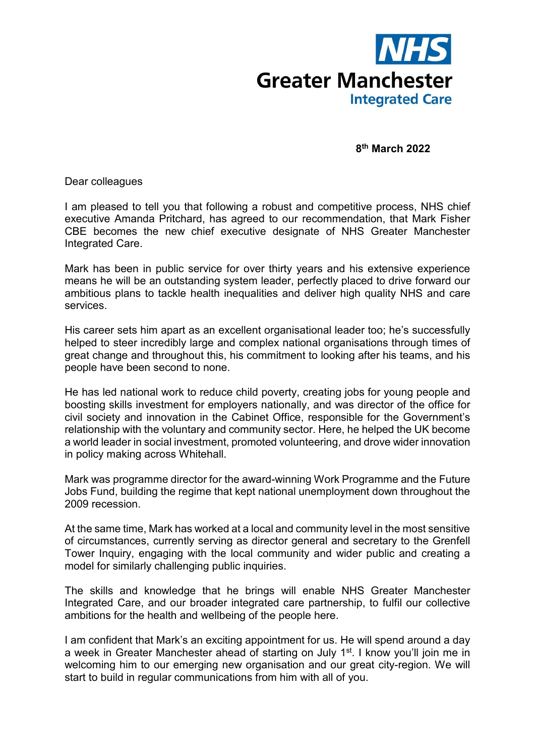**NHS**

**Greater Manchester**

**Integrated Care**

**8th March 2022**

Dear colleagues

I am pleased to tell you that following a robust and competitive process, NHS chief executive Amanda Pritchard, has agreed to our recommendation, that Mark Fisher CBE becomes the new chief executive designate of NHS Greater Manchester Integrated Care.

Mark has been in public service for over thirty years and his extensive experience means he will be an outstanding system leader, perfectly placed to drive forward our ambitious plans to tackle health inequalities and deliver high quality NHS and care services.

His career sets him apart as an excellent organisational leader too; he's successfully helped to steer incredibly large and complex national organisations through times of great change and throughout this, his commitment to looking after his teams, and his people have been second to none.

He has led national work to reduce child poverty, creating jobs for young people and boosting skills investment for employers nationally, and was director of the office for civil society and innovation in the Cabinet Office, responsible for the Government's relationship with the voluntary and community sector. Here, he helped the UK become a world leader in social investment, promoted volunteering, and drove wider innovation in policy making across Whitehall.

Mark was programme director for the award-winning Work Programme and the Future Jobs Fund, building the regime that kept national unemployment down throughout the 2009 recession.

At the same time, Mark has worked at a local and community level in the most sensitive of circumstances, currently serving as director general and secretary to the Grenfell Tower Inquiry, engaging with the local community and wider public and creating a model for similarly challenging public inquiries.

The skills and knowledge that he brings will enable NHS Greater Manchester Integrated Care, and our broader integrated care partnership, to fulfil our collective ambitions for the health and wellbeing of the people here.

I am confident that Mark's an exciting appointment for us. He will spend around a day a week in Greater Manchester ahead of starting on July 1st. I know you'll join me in welcoming him to our emerging new organisation and our great city-region. We will start to build in regular communications from him with all of you.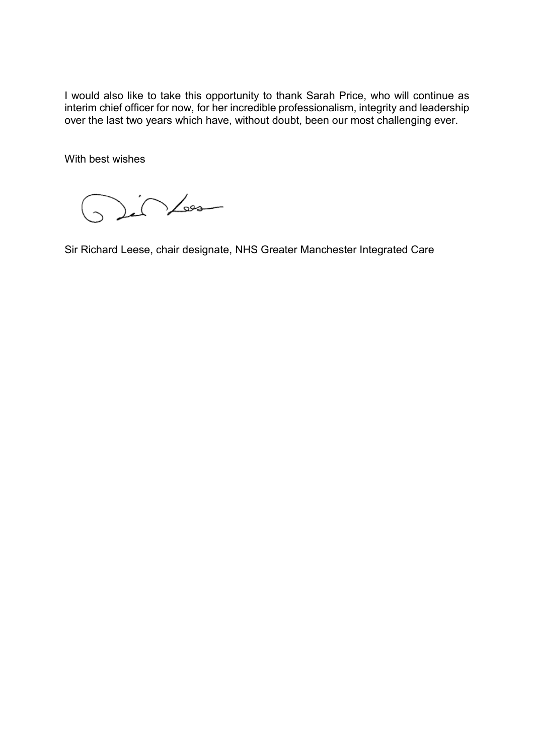I would also like to take this opportunity to thank Sarah Price, who will continue as interim chief officer for now, for her incredible professionalism, integrity and leadership over the last two years which have, without doubt, been our most challenging ever.

With best wishes

Sir Richard Leese, chair designate, NHS Greater Manchester Integrated Care